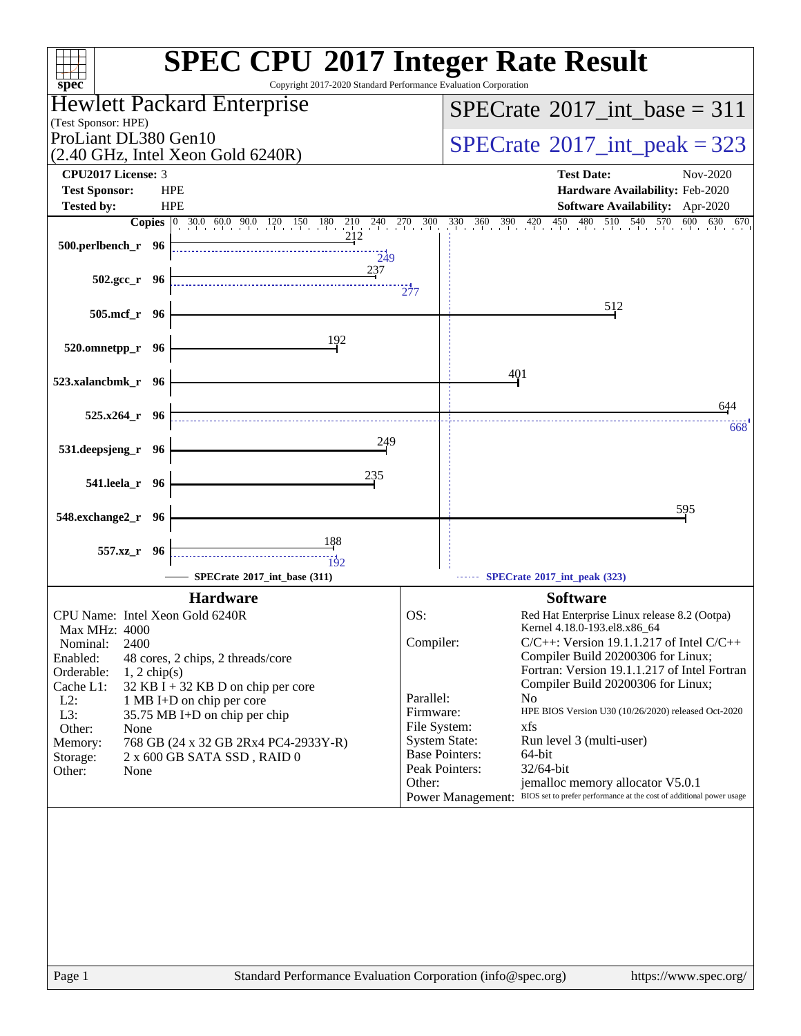# SPEC CPU 2017 Integer Rate Result

Copyright 2017-2020 Standard Performance Evaluation Corporation

**Hewlett Packard Enterprise**
(Test Sponsor: HPE)
ProLiant DL380 Gen10
(2.40 GHz, Intel Xeon Gold 6240R)

**SPECrate 2017_int_base = 311**

**SPECrate 2017_int_peak = 323**

| | | | |
|---|---|---|---|
| **CPU2017 License:** | 3 | **Test Date:** | Nov-2020 |
| **Test Sponsor:** | HPE | **Hardware Availability:** | Feb-2020 |
| **Tested by:** | HPE | **Software Availability:** | Apr-2020 |

| Benchmark | Copies | SPECrate 2017_int_base (311) | SPECrate 2017_int_peak (323) |
|---|---|---|---|
| 500.perlbench_r | 96 | 212 | 249 |
| 502.gcc_r | 96 | 237 | 277 |
| 505.mcf_r | 96 | 512 | |
| 520.omnetpp_r | 96 | 192 | |
| 523.xalancbmk_r | 96 | 401 | |
| 525.x264_r | 96 | 644 | 668 |
| 531.deepsjeng_r | 96 | 249 | |
| 541.leela_r | 96 | 235 | |
| 548.exchange2_r | 96 | 595 | |
| 557.xz_r | 96 | 188 | 192 |

## Hardware

| | |
|---|---|
| CPU Name: | Intel Xeon Gold 6240R |
| Max MHz: | 4000 |
| Nominal: | 2400 |
| Enabled: | 48 cores, 2 chips, 2 threads/core |
| Orderable: | 1, 2 chip(s) |
| Cache L1: | 32 KB I + 32 KB D on chip per core |
| L2: | 1 MB I+D on chip per core |
| L3: | 35.75 MB I+D on chip per chip |
| Other: | None |
| Memory: | 768 GB (24 x 32 GB 2Rx4 PC4-2933Y-R) |
| Storage: | 2 x 600 GB SATA SSD , RAID 0 |
| Other: | None |

## Software

| | |
|---|---|
| OS: | Red Hat Enterprise Linux release 8.2 (Ootpa) Kernel 4.18.0-193.el8.x86_64 |
| Compiler: | C/C++: Version 19.1.1.217 of Intel C/C++ Compiler Build 20200306 for Linux; Fortran: Version 19.1.1.217 of Intel Fortran Compiler Build 20200306 for Linux; |
| Parallel: | No |
| Firmware: | HPE BIOS Version U30 (10/26/2020) released Oct-2020 |
| File System: | xfs |
| System State: | Run level 3 (multi-user) |
| Base Pointers: | 64-bit |
| Peak Pointers: | 32/64-bit |
| Other: | jemalloc memory allocator V5.0.1 |
| Power Management: | BIOS set to prefer performance at the cost of additional power usage |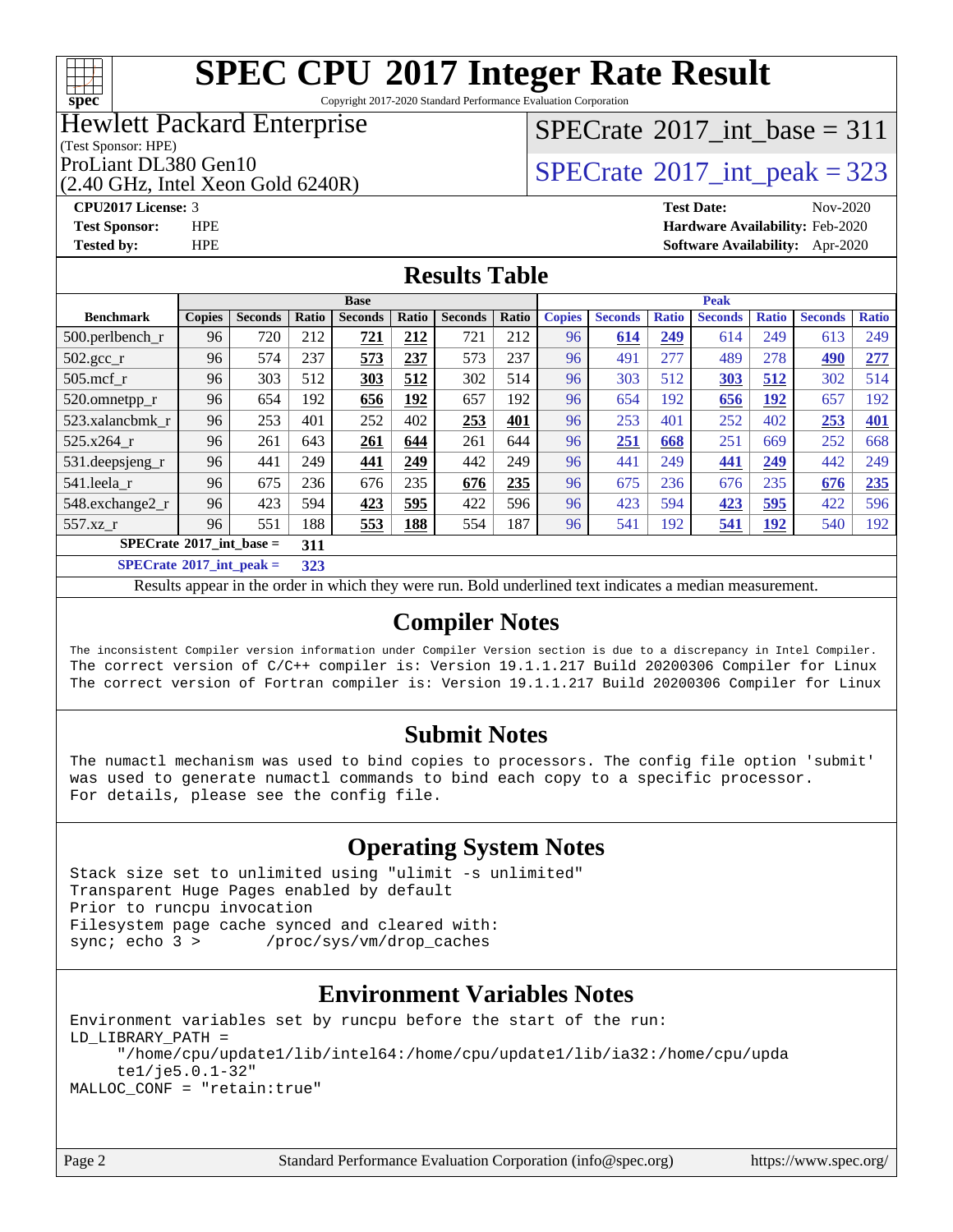# SPEC CPU 2017 Integer Rate Result

Copyright 2017-2020 Standard Performance Evaluation Corporation

**Hewlett Packard Enterprise**
(Test Sponsor: HPE)
ProLiant DL380 Gen10
(2.40 GHz, Intel Xeon Gold 6240R)

SPECrate 2017_int_base = 311

SPECrate 2017_int_peak = 323

**CPU2017 License:** 3
**Test Sponsor:** HPE
**Tested by:** HPE

**Test Date:** Nov-2020
**Hardware Availability:** Feb-2020
**Software Availability:** Apr-2020

## Results Table

| | Base | | | | | | | Peak | | | | | | |
|---|---|---|---|---|---|---|---|---|---|---|---|---|---|---|
| **Benchmark** | **Copies** | **Seconds** | **Ratio** | **Seconds** | **Ratio** | **Seconds** | **Ratio** | **Copies** | **Seconds** | **Ratio** | **Seconds** | **Ratio** | **Seconds** | **Ratio** |
| 500.perlbench_r | 96 | 720 | 212 | **721** | **212** | 721 | 212 | 96 | **614** | **249** | 614 | 249 | 613 | 249 |
| 502.gcc_r | 96 | 574 | 237 | **573** | **237** | 573 | 237 | 96 | 491 | 277 | 489 | 278 | **490** | **277** |
| 505.mcf_r | 96 | 303 | 512 | **303** | **512** | 302 | 514 | 96 | 303 | 512 | **303** | **512** | 302 | 514 |
| 520.omnetpp_r | 96 | 654 | 192 | **656** | **192** | 657 | 192 | 96 | 654 | 192 | **656** | **192** | 657 | 192 |
| 523.xalancbmk_r | 96 | 253 | 401 | 252 | 402 | **253** | **401** | 96 | 253 | 401 | 252 | 402 | **253** | **401** |
| 525.x264_r | 96 | 261 | 643 | **261** | **644** | 261 | 644 | 96 | **251** | **668** | 251 | 669 | 252 | 668 |
| 531.deepsjeng_r | 96 | 441 | 249 | **441** | **249** | 442 | 249 | 96 | 441 | 249 | **441** | **249** | 442 | 249 |
| 541.leela_r | 96 | 675 | 236 | 676 | 235 | **676** | **235** | 96 | 675 | 236 | 676 | 235 | **676** | **235** |
| 548.exchange2_r | 96 | 423 | 594 | **423** | **595** | 422 | 596 | 96 | 423 | 594 | **423** | **595** | 422 | 596 |
| 557.xz_r | 96 | 551 | 188 | **553** | **188** | 554 | 187 | 96 | 541 | 192 | **541** | **192** | 540 | 192 |

**SPECrate 2017_int_base = 311**

**SPECrate 2017_int_peak = 323**

Results appear in the order in which they were run. Bold underlined text indicates a median measurement.

## Compiler Notes

```
The inconsistent Compiler version information under Compiler Version section is due to a discrepancy in Intel Compiler.
The correct version of C/C++ compiler is: Version 19.1.1.217 Build 20200306 Compiler for Linux
The correct version of Fortran compiler is: Version 19.1.1.217 Build 20200306 Compiler for Linux
```

## Submit Notes

```
The numactl mechanism was used to bind copies to processors. The config file option 'submit'
was used to generate numactl commands to bind each copy to a specific processor.
For details, please see the config file.
```

## Operating System Notes

```
Stack size set to unlimited using "ulimit -s unlimited"
Transparent Huge Pages enabled by default
Prior to runcpu invocation
Filesystem page cache synced and cleared with:
sync; echo 3 >       /proc/sys/vm/drop_caches
```

## Environment Variables Notes

```
Environment variables set by runcpu before the start of the run:
LD_LIBRARY_PATH =
     "/home/cpu/update1/lib/intel64:/home/cpu/update1/lib/ia32:/home/cpu/upda
     te1/je5.0.1-32"
MALLOC_CONF = "retain:true"
```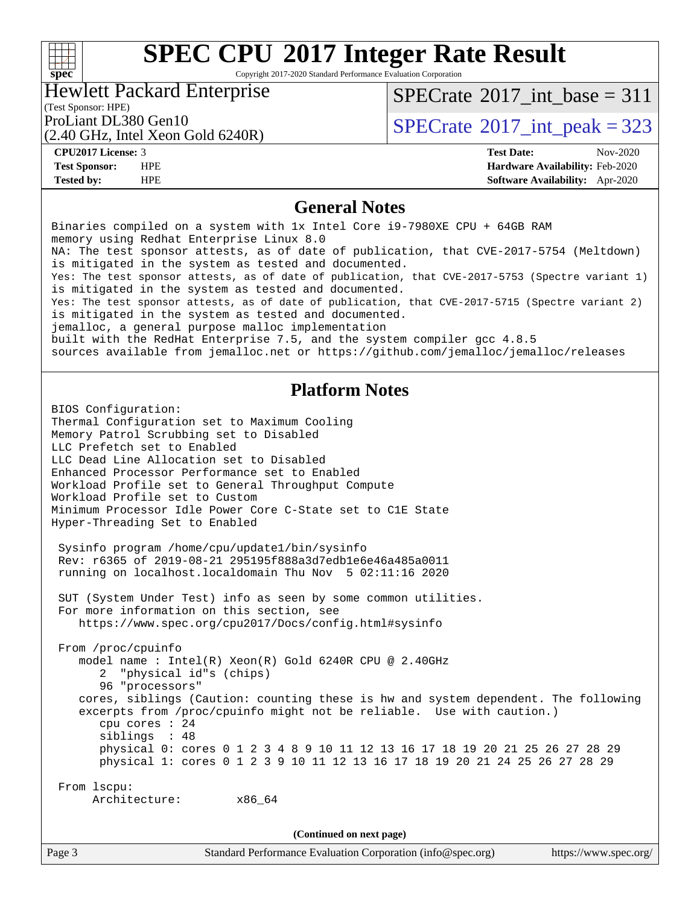# SPEC CPU 2017 Integer Rate Result

Copyright 2017-2020 Standard Performance Evaluation Corporation

**Hewlett Packard Enterprise**
(Test Sponsor: HPE)
ProLiant DL380 Gen10
(2.40 GHz, Intel Xeon Gold 6240R)

SPECrate 2017_int_base = 311
SPECrate 2017_int_peak = 323

| | | | |
|---|---|---|---|
| **CPU2017 License:** | 3 | **Test Date:** | Nov-2020 |
| **Test Sponsor:** | HPE | **Hardware Availability:** | Feb-2020 |
| **Tested by:** | HPE | **Software Availability:** | Apr-2020 |

## General Notes

```
Binaries compiled on a system with 1x Intel Core i9-7980XE CPU + 64GB RAM
memory using Redhat Enterprise Linux 8.0
NA: The test sponsor attests, as of date of publication, that CVE-2017-5754 (Meltdown)
is mitigated in the system as tested and documented.
Yes: The test sponsor attests, as of date of publication, that CVE-2017-5753 (Spectre variant 1)
is mitigated in the system as tested and documented.
Yes: The test sponsor attests, as of date of publication, that CVE-2017-5715 (Spectre variant 2)
is mitigated in the system as tested and documented.
jemalloc, a general purpose malloc implementation
built with the RedHat Enterprise 7.5, and the system compiler gcc 4.8.5
sources available from jemalloc.net or https://github.com/jemalloc/jemalloc/releases
```

## Platform Notes

```
BIOS Configuration:
Thermal Configuration set to Maximum Cooling
Memory Patrol Scrubbing set to Disabled
LLC Prefetch set to Enabled
LLC Dead Line Allocation set to Disabled
Enhanced Processor Performance set to Enabled
Workload Profile set to General Throughput Compute
Workload Profile set to Custom
Minimum Processor Idle Power Core C-State set to C1E State
Hyper-Threading Set to Enabled

 Sysinfo program /home/cpu/update1/bin/sysinfo
 Rev: r6365 of 2019-08-21 295195f888a3d7edb1e6e46a485a0011
 running on localhost.localdomain Thu Nov  5 02:11:16 2020

 SUT (System Under Test) info as seen by some common utilities.
 For more information on this section, see
    https://www.spec.org/cpu2017/Docs/config.html#sysinfo

 From /proc/cpuinfo
    model name : Intel(R) Xeon(R) Gold 6240R CPU @ 2.40GHz
       2  "physical id"s (chips)
       96 "processors"
    cores, siblings (Caution: counting these is hw and system dependent. The following
    excerpts from /proc/cpuinfo might not be reliable.  Use with caution.)
       cpu cores : 24
       siblings  : 48
       physical 0: cores 0 1 2 3 4 8 9 10 11 12 13 16 17 18 19 20 21 25 26 27 28 29
       physical 1: cores 0 1 2 3 9 10 11 12 13 16 17 18 19 20 21 24 25 26 27 28 29

 From lscpu:
      Architecture:        x86_64
```

(Continued on next page)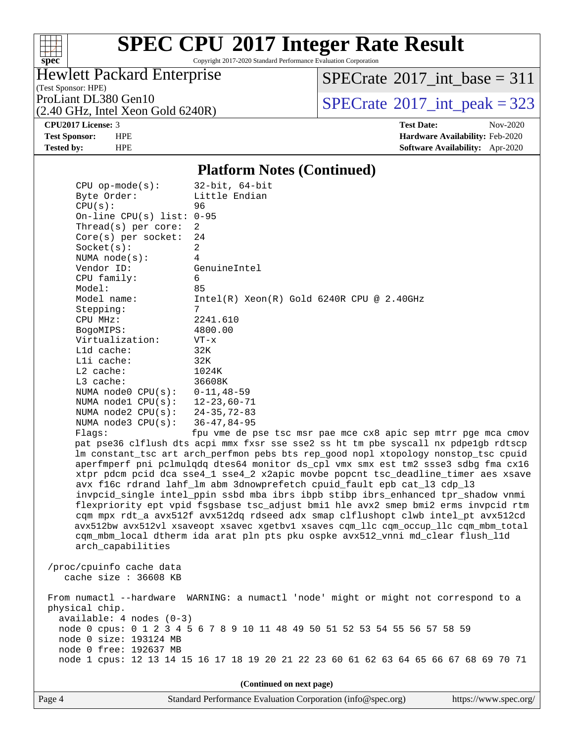# SPEC CPU 2017 Integer Rate Result

Copyright 2017-2020 Standard Performance Evaluation Corporation

Hewlett Packard Enterprise
(Test Sponsor: HPE)
ProLiant DL380 Gen10
(2.40 GHz, Intel Xeon Gold 6240R)

SPECrate 2017_int_base = 311
SPECrate 2017_int_peak = 323

**CPU2017 License:** 3
**Test Sponsor:** HPE
**Tested by:** HPE

**Test Date:** Nov-2020
**Hardware Availability:** Feb-2020
**Software Availability:** Apr-2020

## Platform Notes (Continued)

```
    CPU op-mode(s):      32-bit, 64-bit
    Byte Order:          Little Endian
    CPU(s):              96
    On-line CPU(s) list: 0-95
    Thread(s) per core:  2
    Core(s) per socket:  24
    Socket(s):           2
    NUMA node(s):        4
    Vendor ID:           GenuineIntel
    CPU family:          6
    Model:               85
    Model name:          Intel(R) Xeon(R) Gold 6240R CPU @ 2.40GHz
    Stepping:            7
    CPU MHz:             2241.610
    BogoMIPS:            4800.00
    Virtualization:      VT-x
    L1d cache:           32K
    L1i cache:           32K
    L2 cache:            1024K
    L3 cache:            36608K
    NUMA node0 CPU(s):   0-11,48-59
    NUMA node1 CPU(s):   12-23,60-71
    NUMA node2 CPU(s):   24-35,72-83
    NUMA node3 CPU(s):   36-47,84-95
    Flags:              fpu vme de pse tsc msr pae mce cx8 apic sep mtrr pge mca cmov
    pat pse36 clflush dts acpi mmx fxsr sse sse2 ss ht tm pbe syscall nx pdpe1gb rdtscp
    lm constant_tsc art arch_perfmon pebs bts rep_good nopl xtopology nonstop_tsc cpuid
    aperfmperf pni pclmulqdq dtes64 monitor ds_cpl vmx smx est tm2 ssse3 sdbg fma cx16
    xtpr pdcm pcid dca sse4_1 sse4_2 x2apic movbe popcnt tsc_deadline_timer aes xsave
    avx f16c rdrand lahf_lm abm 3dnowprefetch cpuid_fault epb cat_l3 cdp_l3
    invpcid_single intel_ppin ssbd mba ibrs ibpb stibp ibrs_enhanced tpr_shadow vnmi
    flexpriority ept vpid fsgsbase tsc_adjust bmi1 hle avx2 smep bmi2 erms invpcid rtm
    cqm mpx rdt_a avx512f avx512dq rdseed adx smap clflushopt clwb intel_pt avx512cd
    avx512bw avx512vl xsaveopt xsavec xgetbv1 xsaves cqm_llc cqm_occup_llc cqm_mbm_total
    cqm_mbm_local dtherm ida arat pln pts pku ospke avx512_vnni md_clear flush_l1d
    arch_capabilities

 /proc/cpuinfo cache data
    cache size : 36608 KB

 From numactl --hardware  WARNING: a numactl 'node' might or might not correspond to a
 physical chip.
   available: 4 nodes (0-3)
   node 0 cpus: 0 1 2 3 4 5 6 7 8 9 10 11 48 49 50 51 52 53 54 55 56 57 58 59
   node 0 size: 193124 MB
   node 0 free: 192637 MB
   node 1 cpus: 12 13 14 15 16 17 18 19 20 21 22 23 60 61 62 63 64 65 66 67 68 69 70 71
```

(Continued on next page)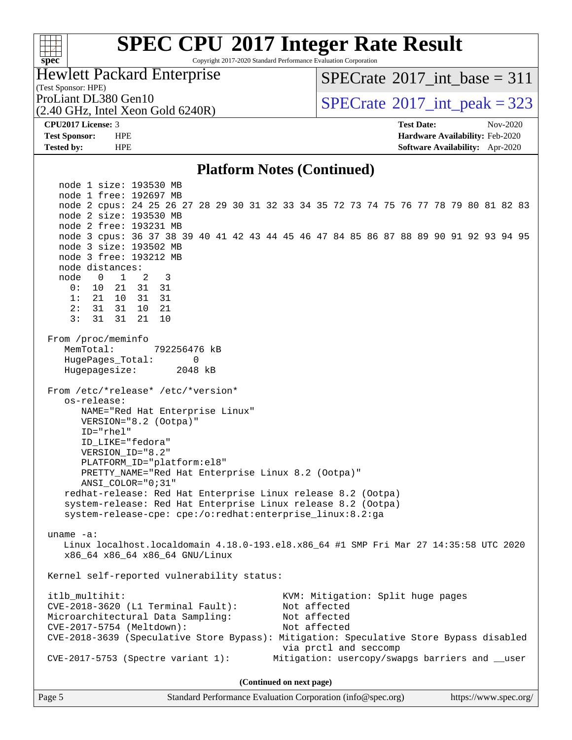## Platform Notes (Continued)

```
    node 1 size: 193530 MB
    node 1 free: 192697 MB
    node 2 cpus: 24 25 26 27 28 29 30 31 32 33 34 35 72 73 74 75 76 77 78 79 80 81 82 83
    node 2 size: 193530 MB
    node 2 free: 193231 MB
    node 3 cpus: 36 37 38 39 40 41 42 43 44 45 46 47 84 85 86 87 88 89 90 91 92 93 94 95
    node 3 size: 193502 MB
    node 3 free: 193212 MB
    node distances:
    node   0   1   2   3
      0:  10  21  31  31
      1:  21  10  31  31
      2:  31  31  10  21
      3:  31  31  21  10

 From /proc/meminfo
    MemTotal:       792256476 kB
    HugePages_Total:       0
    Hugepagesize:       2048 kB

 From /etc/*release* /etc/*version*
    os-release:
       NAME="Red Hat Enterprise Linux"
       VERSION="8.2 (Ootpa)"
       ID="rhel"
       ID_LIKE="fedora"
       VERSION_ID="8.2"
       PLATFORM_ID="platform:el8"
       PRETTY_NAME="Red Hat Enterprise Linux 8.2 (Ootpa)"
       ANSI_COLOR="0;31"
    redhat-release: Red Hat Enterprise Linux release 8.2 (Ootpa)
    system-release: Red Hat Enterprise Linux release 8.2 (Ootpa)
    system-release-cpe: cpe:/o:redhat:enterprise_linux:8.2:ga

 uname -a:
    Linux localhost.localdomain 4.18.0-193.el8.x86_64 #1 SMP Fri Mar 27 14:35:58 UTC 2020
    x86_64 x86_64 x86_64 GNU/Linux

 Kernel self-reported vulnerability status:

 itlb_multihit:                                   KVM: Mitigation: Split huge pages
 CVE-2018-3620 (L1 Terminal Fault):               Not affected
 Microarchitectural Data Sampling:                Not affected
 CVE-2017-5754 (Meltdown):                        Not affected
 CVE-2018-3639 (Speculative Store Bypass): Mitigation: Speculative Store Bypass disabled
                                                  via prctl and seccomp
 CVE-2017-5753 (Spectre variant 1):             Mitigation: usercopy/swapgs barriers and __user
```

(Continued on next page)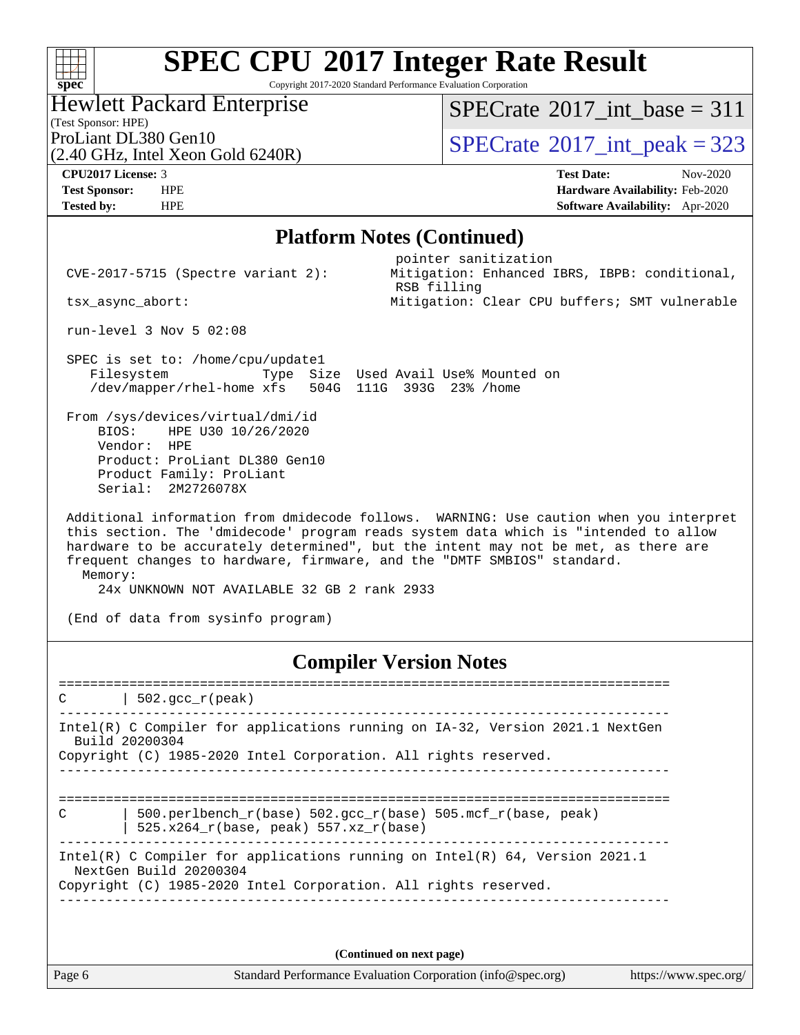# SPEC CPU 2017 Integer Rate Result

Copyright 2017-2020 Standard Performance Evaluation Corporation

**Hewlett Packard Enterprise**
(Test Sponsor: HPE)
ProLiant DL380 Gen10
(2.40 GHz, Intel Xeon Gold 6240R)

SPECrate 2017_int_base = 311
SPECrate 2017_int_peak = 323

**CPU2017 License:** 3
**Test Sponsor:** HPE
**Tested by:** HPE

**Test Date:** Nov-2020
**Hardware Availability:** Feb-2020
**Software Availability:** Apr-2020

## Platform Notes (Continued)

```
                                          pointer sanitization
 CVE-2017-5715 (Spectre variant 2):      Mitigation: Enhanced IBRS, IBPB: conditional,
                                          RSB filling
 tsx_async_abort:                        Mitigation: Clear CPU buffers; SMT vulnerable

 run-level 3 Nov 5 02:08

 SPEC is set to: /home/cpu/update1
    Filesystem            Type  Size  Used Avail Use% Mounted on
    /dev/mapper/rhel-home xfs   504G  111G  393G  23% /home

 From /sys/devices/virtual/dmi/id
     BIOS:    HPE U30 10/26/2020
     Vendor:  HPE
     Product: ProLiant DL380 Gen10
     Product Family: ProLiant
     Serial:  2M2726078X

 Additional information from dmidecode follows.  WARNING: Use caution when you interpret
 this section. The 'dmidecode' program reads system data which is "intended to allow
 hardware to be accurately determined", but the intent may not be met, as there are
 frequent changes to hardware, firmware, and the "DMTF SMBIOS" standard.
   Memory:
     24x UNKNOWN NOT AVAILABLE 32 GB 2 rank 2933

 (End of data from sysinfo program)
```

## Compiler Version Notes

```
==============================================================================
C       | 502.gcc_r(peak)
------------------------------------------------------------------------------
Intel(R) C Compiler for applications running on IA-32, Version 2021.1 NextGen
  Build 20200304
Copyright (C) 1985-2020 Intel Corporation. All rights reserved.
------------------------------------------------------------------------------

==============================================================================
C       | 500.perlbench_r(base) 502.gcc_r(base) 505.mcf_r(base, peak)
        | 525.x264_r(base, peak) 557.xz_r(base)
------------------------------------------------------------------------------
Intel(R) C Compiler for applications running on Intel(R) 64, Version 2021.1
  NextGen Build 20200304
Copyright (C) 1985-2020 Intel Corporation. All rights reserved.
------------------------------------------------------------------------------
```

(Continued on next page)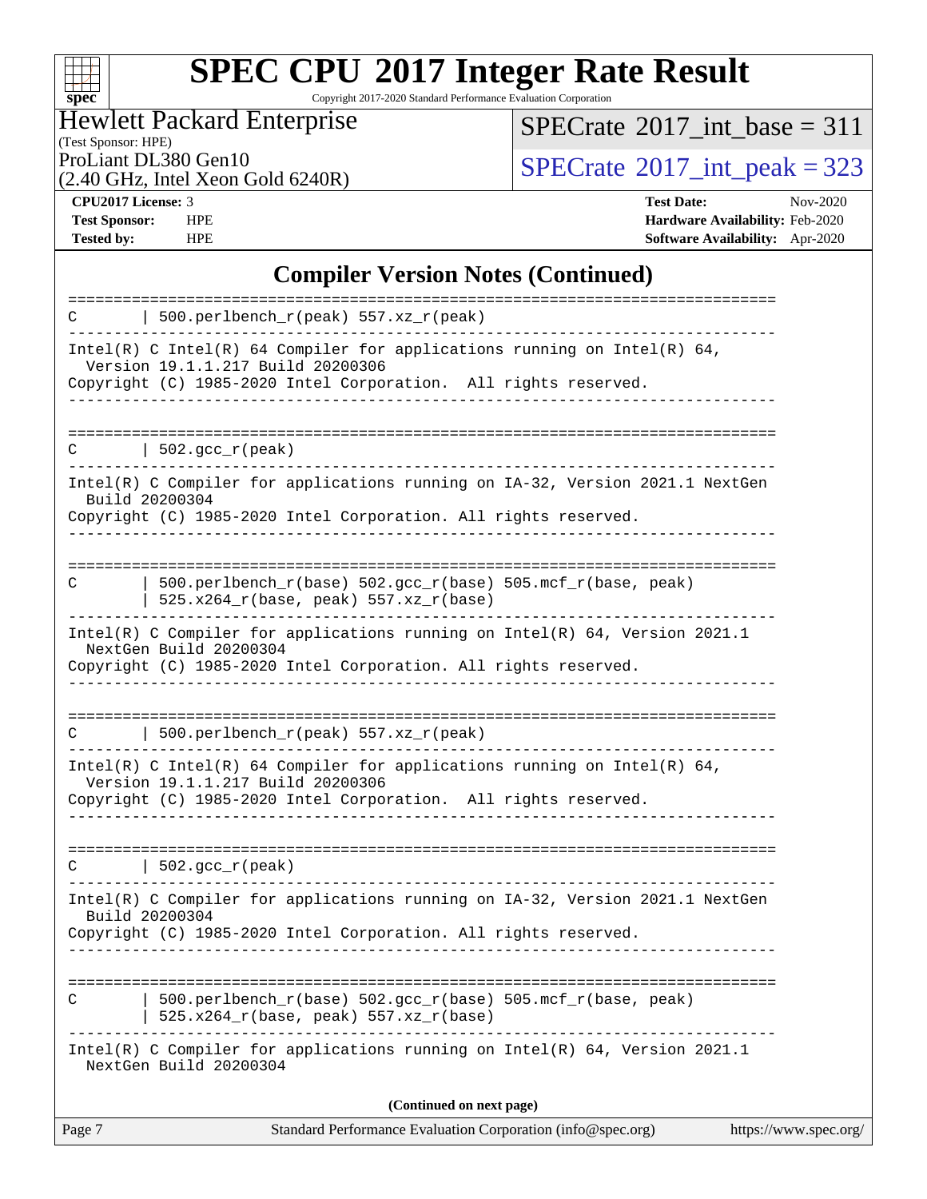# SPEC CPU 2017 Integer Rate Result

Copyright 2017-2020 Standard Performance Evaluation Corporation

**Hewlett Packard Enterprise**
(Test Sponsor: HPE)
ProLiant DL380 Gen10
(2.40 GHz, Intel Xeon Gold 6240R)

SPECrate 2017_int_base = 311
SPECrate 2017_int_peak = 323

**CPU2017 License:** 3
**Test Sponsor:** HPE
**Tested by:** HPE

**Test Date:** Nov-2020
**Hardware Availability:** Feb-2020
**Software Availability:** Apr-2020

## Compiler Version Notes (Continued)

```
==============================================================================
C       | 500.perlbench_r(peak) 557.xz_r(peak)
------------------------------------------------------------------------------
Intel(R) C Intel(R) 64 Compiler for applications running on Intel(R) 64,
  Version 19.1.1.217 Build 20200306
Copyright (C) 1985-2020 Intel Corporation.  All rights reserved.
------------------------------------------------------------------------------

==============================================================================
C       | 502.gcc_r(peak)
------------------------------------------------------------------------------
Intel(R) C Compiler for applications running on IA-32, Version 2021.1 NextGen
  Build 20200304
Copyright (C) 1985-2020 Intel Corporation. All rights reserved.
------------------------------------------------------------------------------

==============================================================================
C       | 500.perlbench_r(base) 502.gcc_r(base) 505.mcf_r(base, peak)
        | 525.x264_r(base, peak) 557.xz_r(base)
------------------------------------------------------------------------------
Intel(R) C Compiler for applications running on Intel(R) 64, Version 2021.1
  NextGen Build 20200304
Copyright (C) 1985-2020 Intel Corporation. All rights reserved.
------------------------------------------------------------------------------

==============================================================================
C       | 500.perlbench_r(peak) 557.xz_r(peak)
------------------------------------------------------------------------------
Intel(R) C Intel(R) 64 Compiler for applications running on Intel(R) 64,
  Version 19.1.1.217 Build 20200306
Copyright (C) 1985-2020 Intel Corporation.  All rights reserved.
------------------------------------------------------------------------------

==============================================================================
C       | 502.gcc_r(peak)
------------------------------------------------------------------------------
Intel(R) C Compiler for applications running on IA-32, Version 2021.1 NextGen
  Build 20200304
Copyright (C) 1985-2020 Intel Corporation. All rights reserved.
------------------------------------------------------------------------------

==============================================================================
C       | 500.perlbench_r(base) 502.gcc_r(base) 505.mcf_r(base, peak)
        | 525.x264_r(base, peak) 557.xz_r(base)
------------------------------------------------------------------------------
Intel(R) C Compiler for applications running on Intel(R) 64, Version 2021.1
  NextGen Build 20200304
```

**(Continued on next page)**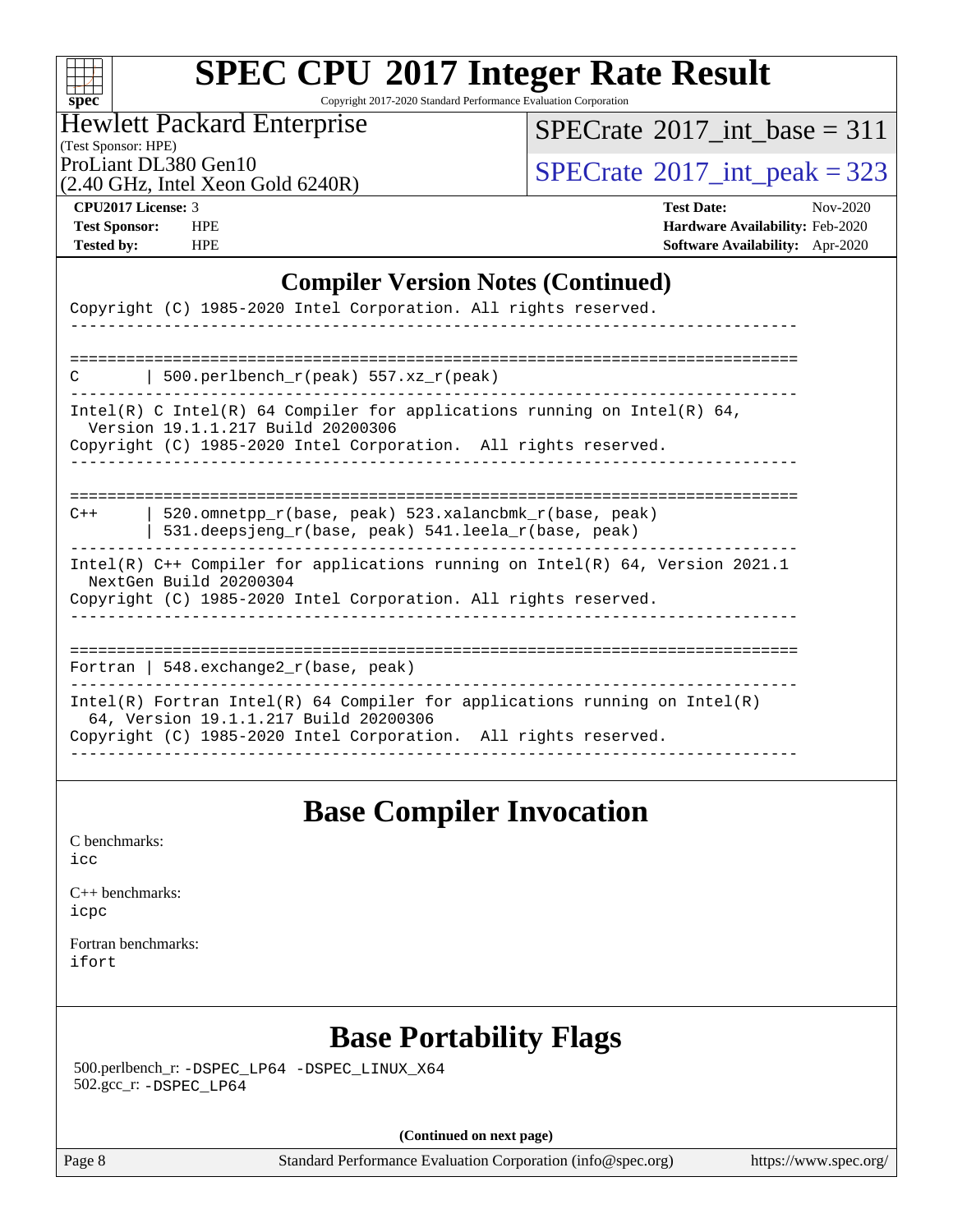## Compiler Version Notes (Continued)

```
Copyright (C) 1985-2020 Intel Corporation. All rights reserved.
------------------------------------------------------------------------------

==============================================================================
C       | 500.perlbench_r(peak) 557.xz_r(peak)
------------------------------------------------------------------------------
Intel(R) C Intel(R) 64 Compiler for applications running on Intel(R) 64,
  Version 19.1.1.217 Build 20200306
Copyright (C) 1985-2020 Intel Corporation.  All rights reserved.
------------------------------------------------------------------------------

==============================================================================
C++     | 520.omnetpp_r(base, peak) 523.xalancbmk_r(base, peak)
        | 531.deepsjeng_r(base, peak) 541.leela_r(base, peak)
------------------------------------------------------------------------------
Intel(R) C++ Compiler for applications running on Intel(R) 64, Version 2021.1
  NextGen Build 20200304
Copyright (C) 1985-2020 Intel Corporation. All rights reserved.
------------------------------------------------------------------------------

==============================================================================
Fortran | 548.exchange2_r(base, peak)
------------------------------------------------------------------------------
Intel(R) Fortran Intel(R) 64 Compiler for applications running on Intel(R)
  64, Version 19.1.1.217 Build 20200306
Copyright (C) 1985-2020 Intel Corporation.  All rights reserved.
------------------------------------------------------------------------------
```

## Base Compiler Invocation

C benchmarks:
icc

C++ benchmarks:
icpc

Fortran benchmarks:
ifort

## Base Portability Flags

500.perlbench_r: -DSPEC_LP64 -DSPEC_LINUX_X64
502.gcc_r: -DSPEC_LP64

**(Continued on next page)**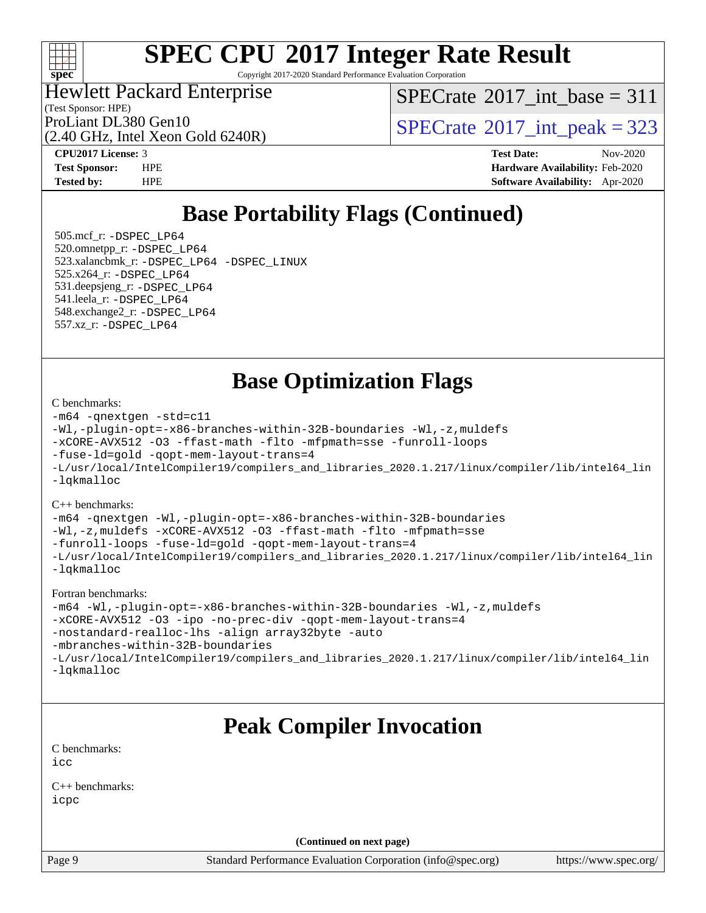# SPEC CPU 2017 Integer Rate Result

Copyright 2017-2020 Standard Performance Evaluation Corporation

**Hewlett Packard Enterprise**
(Test Sponsor: HPE)
ProLiant DL380 Gen10
(2.40 GHz, Intel Xeon Gold 6240R)

SPECrate 2017_int_base = 311
SPECrate 2017_int_peak = 323

**CPU2017 License:** 3
**Test Sponsor:** HPE
**Tested by:** HPE

**Test Date:** Nov-2020
**Hardware Availability:** Feb-2020
**Software Availability:** Apr-2020

## Base Portability Flags (Continued)

505.mcf_r: -DSPEC_LP64
520.omnetpp_r: -DSPEC_LP64
523.xalancbmk_r: -DSPEC_LP64 -DSPEC_LINUX
525.x264_r: -DSPEC_LP64
531.deepsjeng_r: -DSPEC_LP64
541.leela_r: -DSPEC_LP64
548.exchange2_r: -DSPEC_LP64
557.xz_r: -DSPEC_LP64

## Base Optimization Flags

C benchmarks:

```
-m64 -qnextgen -std=c11
-Wl,-plugin-opt=-x86-branches-within-32B-boundaries -Wl,-z,muldefs
-xCORE-AVX512 -O3 -ffast-math -flto -mfpmath=sse -funroll-loops
-fuse-ld=gold -qopt-mem-layout-trans=4
-L/usr/local/IntelCompiler19/compilers_and_libraries_2020.1.217/linux/compiler/lib/intel64_lin
-lqkmalloc
```

C++ benchmarks:

```
-m64 -qnextgen -Wl,-plugin-opt=-x86-branches-within-32B-boundaries
-Wl,-z,muldefs -xCORE-AVX512 -O3 -ffast-math -flto -mfpmath=sse
-funroll-loops -fuse-ld=gold -qopt-mem-layout-trans=4
-L/usr/local/IntelCompiler19/compilers_and_libraries_2020.1.217/linux/compiler/lib/intel64_lin
-lqkmalloc
```

Fortran benchmarks:

```
-m64 -Wl,-plugin-opt=-x86-branches-within-32B-boundaries -Wl,-z,muldefs
-xCORE-AVX512 -O3 -ipo -no-prec-div -qopt-mem-layout-trans=4
-nostandard-realloc-lhs -align array32byte -auto
-mbranches-within-32B-boundaries
-L/usr/local/IntelCompiler19/compilers_and_libraries_2020.1.217/linux/compiler/lib/intel64_lin
-lqkmalloc
```

## Peak Compiler Invocation

C benchmarks:
icc

C++ benchmarks:
icpc

**(Continued on next page)**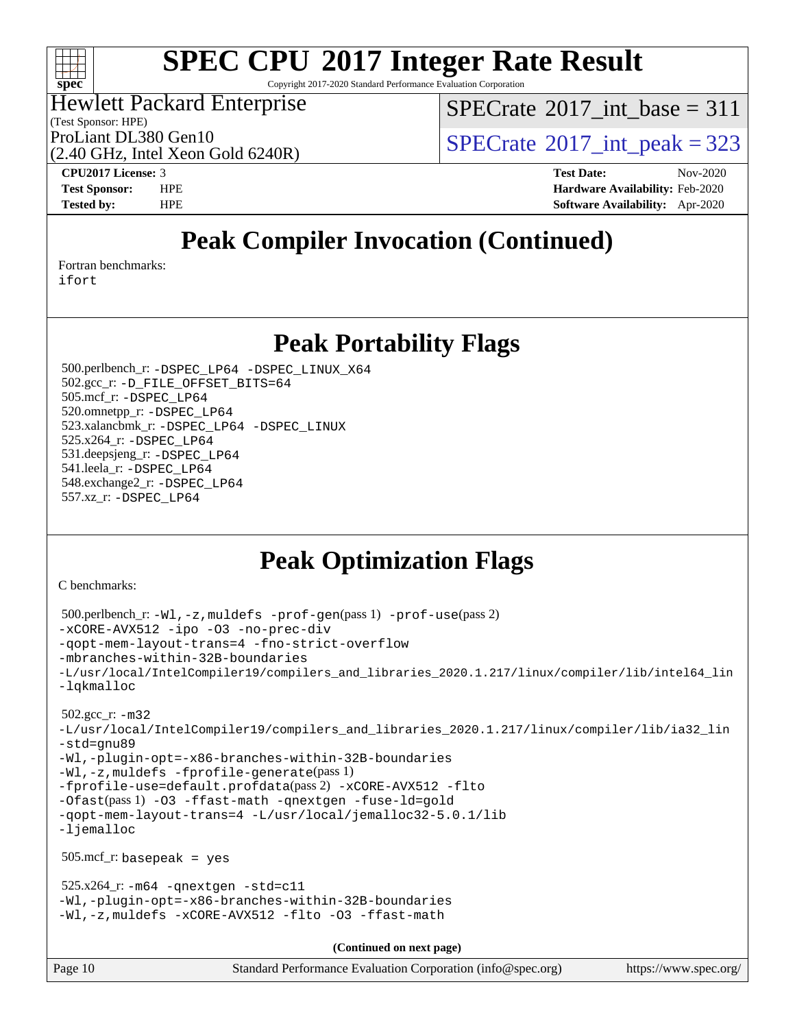# SPEC CPU 2017 Integer Rate Result

Copyright 2017-2020 Standard Performance Evaluation Corporation

**Hewlett Packard Enterprise**
(Test Sponsor: HPE)
ProLiant DL380 Gen10
(2.40 GHz, Intel Xeon Gold 6240R)

SPECrate 2017_int_base = 311
SPECrate 2017_int_peak = 323

**CPU2017 License:** 3
**Test Sponsor:** HPE
**Tested by:** HPE

**Test Date:** Nov-2020
**Hardware Availability:** Feb-2020
**Software Availability:** Apr-2020

## Peak Compiler Invocation (Continued)

Fortran benchmarks:
ifort

## Peak Portability Flags

500.perlbench_r: -DSPEC_LP64 -DSPEC_LINUX_X64
502.gcc_r: -D_FILE_OFFSET_BITS=64
505.mcf_r: -DSPEC_LP64
520.omnetpp_r: -DSPEC_LP64
523.xalancbmk_r: -DSPEC_LP64 -DSPEC_LINUX
525.x264_r: -DSPEC_LP64
531.deepsjeng_r: -DSPEC_LP64
541.leela_r: -DSPEC_LP64
548.exchange2_r: -DSPEC_LP64
557.xz_r: -DSPEC_LP64

## Peak Optimization Flags

C benchmarks:

500.perlbench_r: -Wl,-z,muldefs -prof-gen(pass 1) -prof-use(pass 2)
-xCORE-AVX512 -ipo -O3 -no-prec-div
-qopt-mem-layout-trans=4 -fno-strict-overflow
-mbranches-within-32B-boundaries
-L/usr/local/IntelCompiler19/compilers_and_libraries_2020.1.217/linux/compiler/lib/intel64_lin
-lqkmalloc

502.gcc_r: -m32
-L/usr/local/IntelCompiler19/compilers_and_libraries_2020.1.217/linux/compiler/lib/ia32_lin
-std=gnu89
-Wl,-plugin-opt=-x86-branches-within-32B-boundaries
-Wl,-z,muldefs -fprofile-generate(pass 1)
-fprofile-use=default.profdata(pass 2) -xCORE-AVX512 -flto
-Ofast(pass 1) -O3 -ffast-math -qnextgen -fuse-ld=gold
-qopt-mem-layout-trans=4 -L/usr/local/jemalloc32-5.0.1/lib
-ljemalloc

505.mcf_r: basepeak = yes

525.x264_r: -m64 -qnextgen -std=c11
-Wl,-plugin-opt=-x86-branches-within-32B-boundaries
-Wl,-z,muldefs -xCORE-AVX512 -flto -O3 -ffast-math

**(Continued on next page)**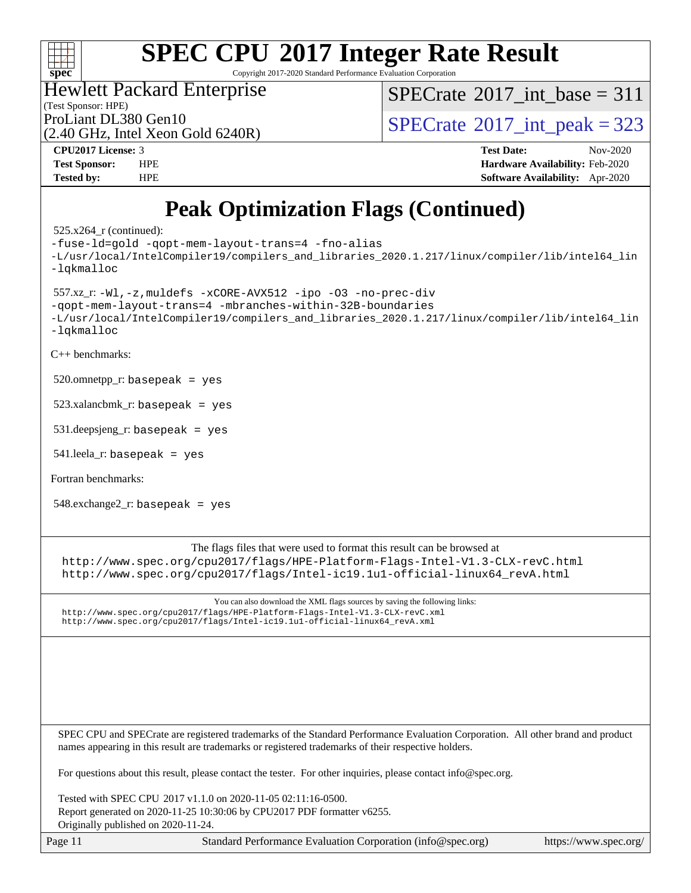# SPEC CPU 2017 Integer Rate Result

Copyright 2017-2020 Standard Performance Evaluation Corporation

Hewlett Packard Enterprise
(Test Sponsor: HPE)
ProLiant DL380 Gen10
(2.40 GHz, Intel Xeon Gold 6240R)

SPECrate 2017_int_base = 311
SPECrate 2017_int_peak = 323

**CPU2017 License:** 3
**Test Sponsor:** HPE
**Tested by:** HPE

**Test Date:** Nov-2020
**Hardware Availability:** Feb-2020
**Software Availability:** Apr-2020

## Peak Optimization Flags (Continued)

525.x264_r (continued):
-fuse-ld=gold -qopt-mem-layout-trans=4 -fno-alias
-L/usr/local/IntelCompiler19/compilers_and_libraries_2020.1.217/linux/compiler/lib/intel64_lin
-lqkmalloc

557.xz_r: -Wl,-z,muldefs -xCORE-AVX512 -ipo -O3 -no-prec-div
-qopt-mem-layout-trans=4 -mbranches-within-32B-boundaries
-L/usr/local/IntelCompiler19/compilers_and_libraries_2020.1.217/linux/compiler/lib/intel64_lin
-lqkmalloc

C++ benchmarks:

520.omnetpp_r: basepeak = yes

523.xalancbmk_r: basepeak = yes

531.deepsjeng_r: basepeak = yes

541.leela_r: basepeak = yes

Fortran benchmarks:

548.exchange2_r: basepeak = yes

The flags files that were used to format this result can be browsed at
http://www.spec.org/cpu2017/flags/HPE-Platform-Flags-Intel-V1.3-CLX-revC.html
http://www.spec.org/cpu2017/flags/Intel-ic19.1u1-official-linux64_revA.html

You can also download the XML flags sources by saving the following links:
http://www.spec.org/cpu2017/flags/HPE-Platform-Flags-Intel-V1.3-CLX-revC.xml
http://www.spec.org/cpu2017/flags/Intel-ic19.1u1-official-linux64_revA.xml

SPEC CPU and SPECrate are registered trademarks of the Standard Performance Evaluation Corporation. All other brand and product names appearing in this result are trademarks or registered trademarks of their respective holders.

For questions about this result, please contact the tester. For other inquiries, please contact info@spec.org.

Tested with SPEC CPU 2017 v1.1.0 on 2020-11-05 02:11:16-0500.
Report generated on 2020-11-25 10:30:06 by CPU2017 PDF formatter v6255.
Originally published on 2020-11-24.